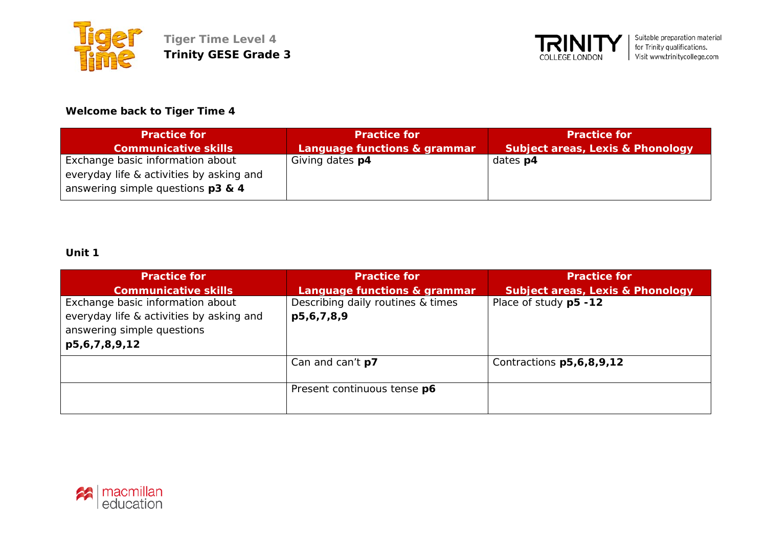Tiger Time Level 4

**Trinity GESE Grade 3**

Suitable preparation material for Trinity qualifications. Visit www.trinitycollege.com

## Welcome back to Tiger Time 4

| Practice for Communicative skills | Practice for Language functions & grammar | Practice for Subject areas, Lexis & Phonology |
|---|---|---|
| Exchange basic information about everyday life & activities by asking and answering simple questions **p3 & 4** | Giving dates **p4** | dates **p4** |

## Unit 1

| Practice for Communicative skills | Practice for Language functions & grammar | Practice for Subject areas, Lexis & Phonology |
|---|---|---|
| Exchange basic information about everyday life & activities by asking and answering simple questions **p5,6,7,8,9,12** | Describing daily routines & times **p5,6,7,8,9** | Place of study **p5 -12** |
| | Can and can't **p7** | Contractions **p5,6,8,9,12** |
| | Present continuous tense **p6** | |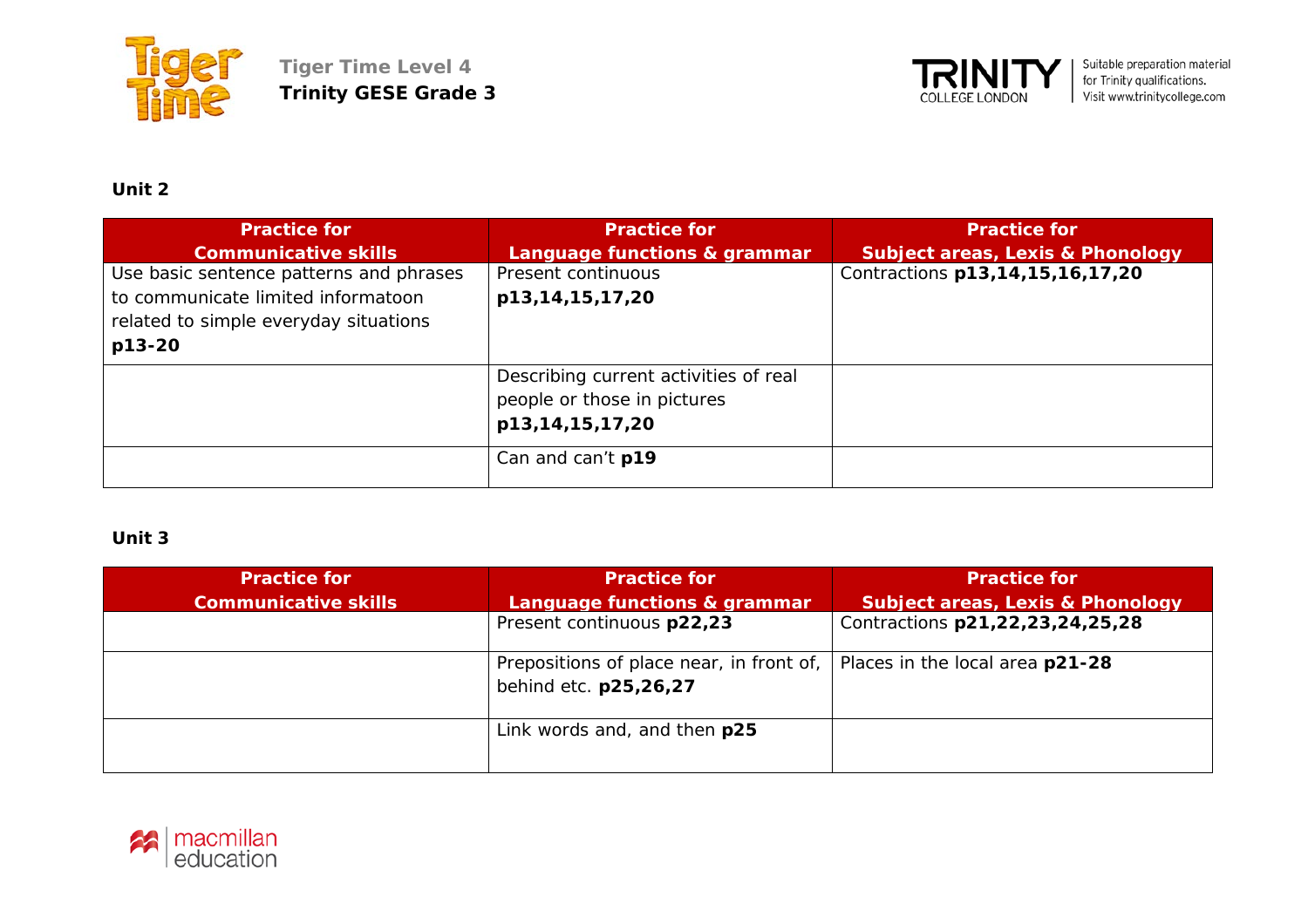**Tiger Time Level 4**
**Trinity GESE Grade 3**

Suitable preparation material for Trinity qualifications. Visit www.trinitycollege.com

**Unit 2**

| Practice for Communicative skills | Practice for Language functions & grammar | Practice for Subject areas, Lexis & Phonology |
|---|---|---|
| Use basic sentence patterns and phrases to communicate limited informatoon related to simple everyday situations **p13-20** | Present continuous **p13,14,15,17,20** | Contractions **p13,14,15,16,17,20** |
| | Describing current activities of real people or those in pictures **p13,14,15,17,20** | |
| | Can and can't **p19** | |

**Unit 3**

| Practice for Communicative skills | Practice for Language functions & grammar | Practice for Subject areas, Lexis & Phonology |
|---|---|---|
| | Present continuous **p22,23** | Contractions **p21,22,23,24,25,28** |
| | Prepositions of place near, in front of, behind etc. **p25,26,27** | Places in the local area **p21-28** |
| | Link words and, and then **p25** | |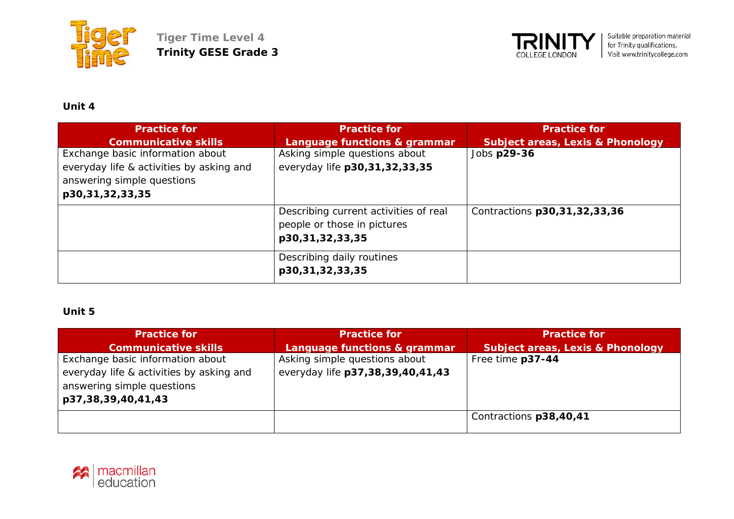**Unit 4**

| Practice for Communicative skills | Practice for Language functions & grammar | Practice for Subject areas, Lexis & Phonology |
| --- | --- | --- |
| Exchange basic information about everyday life & activities by asking and answering simple questions **p30,31,32,33,35** | Asking simple questions about everyday life **p30,31,32,33,35** | Jobs **p29-36** |
| | Describing current activities of real people or those in pictures **p30,31,32,33,35** | Contractions **p30,31,32,33,36** |
| | Describing daily routines **p30,31,32,33,35** | |

**Unit 5**

| Practice for Communicative skills | Practice for Language functions & grammar | Practice for Subject areas, Lexis & Phonology |
| --- | --- | --- |
| Exchange basic information about everyday life & activities by asking and answering simple questions **p37,38,39,40,41,43** | Asking simple questions about everyday life **p37,38,39,40,41,43** | Free time **p37-44** |
| | | Contractions **p38,40,41** |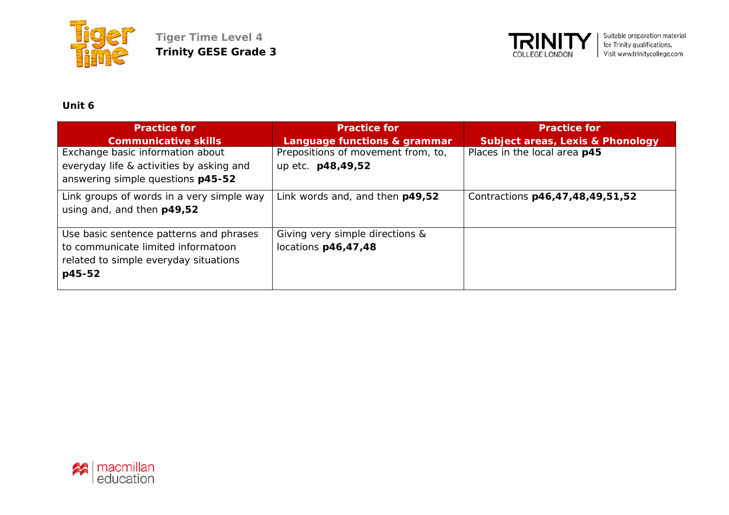## Unit 6

| Practice for Communicative skills | Practice for Language functions & grammar | Practice for Subject areas, Lexis & Phonology |
|---|---|---|
| Exchange basic information about everyday life & activities by asking and answering simple questions **p45-52** | Prepositions of movement from, to, up etc. **p48,49,52** | Places in the local area **p45** |
| Link groups of words in a very simple way using and, and then **p49,52** | Link words and, and then **p49,52** | Contractions **p46,47,48,49,51,52** |
| Use basic sentence patterns and phrases to communicate limited informatoon related to simple everyday situations **p45-52** | Giving very simple directions & locations **p46,47,48** | |